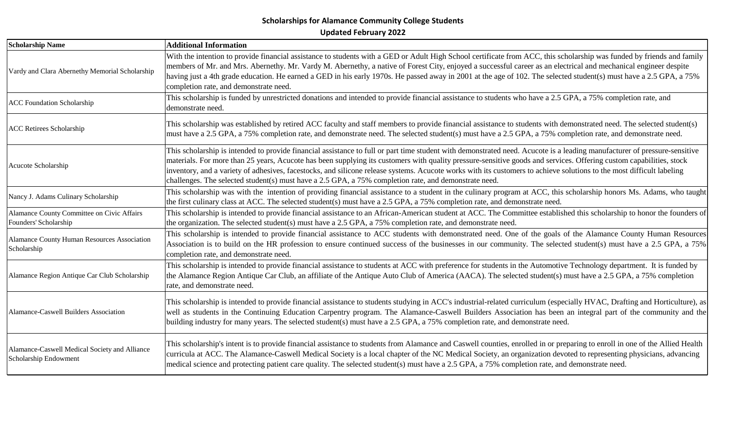# Scholarships for Alamance Community College Students

## Updated February 2022

| Scholarship Name | Additional Information |
|---|---|
| Vardy and Clara Abernethy Memorial Scholarship | With the intention to provide financial assistance to students with a GED or Adult High School certificate from ACC, this scholarship was funded by friends and family members of Mr. and Mrs. Abernethy. Mr. Vardy M. Abernethy, a native of Forest City, enjoyed a successful career as an electrical and mechanical engineer despite having just a 4th grade education. He earned a GED in his early 1970s. He passed away in 2001 at the age of 102. The selected student(s) must have a 2.5 GPA, a 75% completion rate, and demonstrate need. |
| ACC Foundation Scholarship | This scholarship is funded by unrestricted donations and intended to provide financial assistance to students who have a 2.5 GPA, a 75% completion rate, and demonstrate need. |
| ACC Retirees Scholarship | This scholarship was established by retired ACC faculty and staff members to provide financial assistance to students with demonstrated need. The selected student(s) must have a 2.5 GPA, a 75% completion rate, and demonstrate need. The selected student(s) must have a 2.5 GPA, a 75% completion rate, and demonstrate need. |
| Acucote Scholarship | This scholarship is intended to provide financial assistance to full or part time student with demonstrated need. Acucote is a leading manufacturer of pressure-sensitive materials. For more than 25 years, Acucote has been supplying its customers with quality pressure-sensitive goods and services. Offering custom capabilities, stock inventory, and a variety of adhesives, facestocks, and silicone release systems. Acucote works with its customers to achieve solutions to the most difficult labeling challenges. The selected student(s) must have a 2.5 GPA, a 75% completion rate, and demonstrate need. |
| Nancy J. Adams Culinary Scholarship | This scholarship was with the intention of providing financial assistance to a student in the culinary program at ACC, this scholarship honors Ms. Adams, who taught the first culinary class at ACC. The selected student(s) must have a 2.5 GPA, a 75% completion rate, and demonstrate need. |
| Alamance County Committee on Civic Affairs Founders' Scholarship | This scholarship is intended to provide financial assistance to an African-American student at ACC. The Committee established this scholarship to honor the founders of the organization. The selected student(s) must have a 2.5 GPA, a 75% completion rate, and demonstrate need. |
| Alamance County Human Resources Association Scholarship | This scholarship is intended to provide financial assistance to ACC students with demonstrated need. One of the goals of the Alamance County Human Resources Association is to build on the HR profession to ensure continued success of the businesses in our community. The selected student(s) must have a 2.5 GPA, a 75% completion rate, and demonstrate need. |
| Alamance Region Antique Car Club Scholarship | This scholarship is intended to provide financial assistance to students at ACC with preference for students in the Automotive Technology department. It is funded by the Alamance Region Antique Car Club, an affiliate of the Antique Auto Club of America (AACA). The selected student(s) must have a 2.5 GPA, a 75% completion rate, and demonstrate need. |
| Alamance-Caswell Builders Association | This scholarship is intended to provide financial assistance to students studying in ACC's industrial-related curriculum (especially HVAC, Drafting and Horticulture), as well as students in the Continuing Education Carpentry program. The Alamance-Caswell Builders Association has been an integral part of the community and the building industry for many years. The selected student(s) must have a 2.5 GPA, a 75% completion rate, and demonstrate need. |
| Alamance-Caswell Medical Society and Alliance Scholarship Endowment | This scholarship's intent is to provide financial assistance to students from Alamance and Caswell counties, enrolled in or preparing to enroll in one of the Allied Health curricula at ACC. The Alamance-Caswell Medical Society is a local chapter of the NC Medical Society, an organization devoted to representing physicians, advancing medical science and protecting patient care quality. The selected student(s) must have a 2.5 GPA, a 75% completion rate, and demonstrate need. |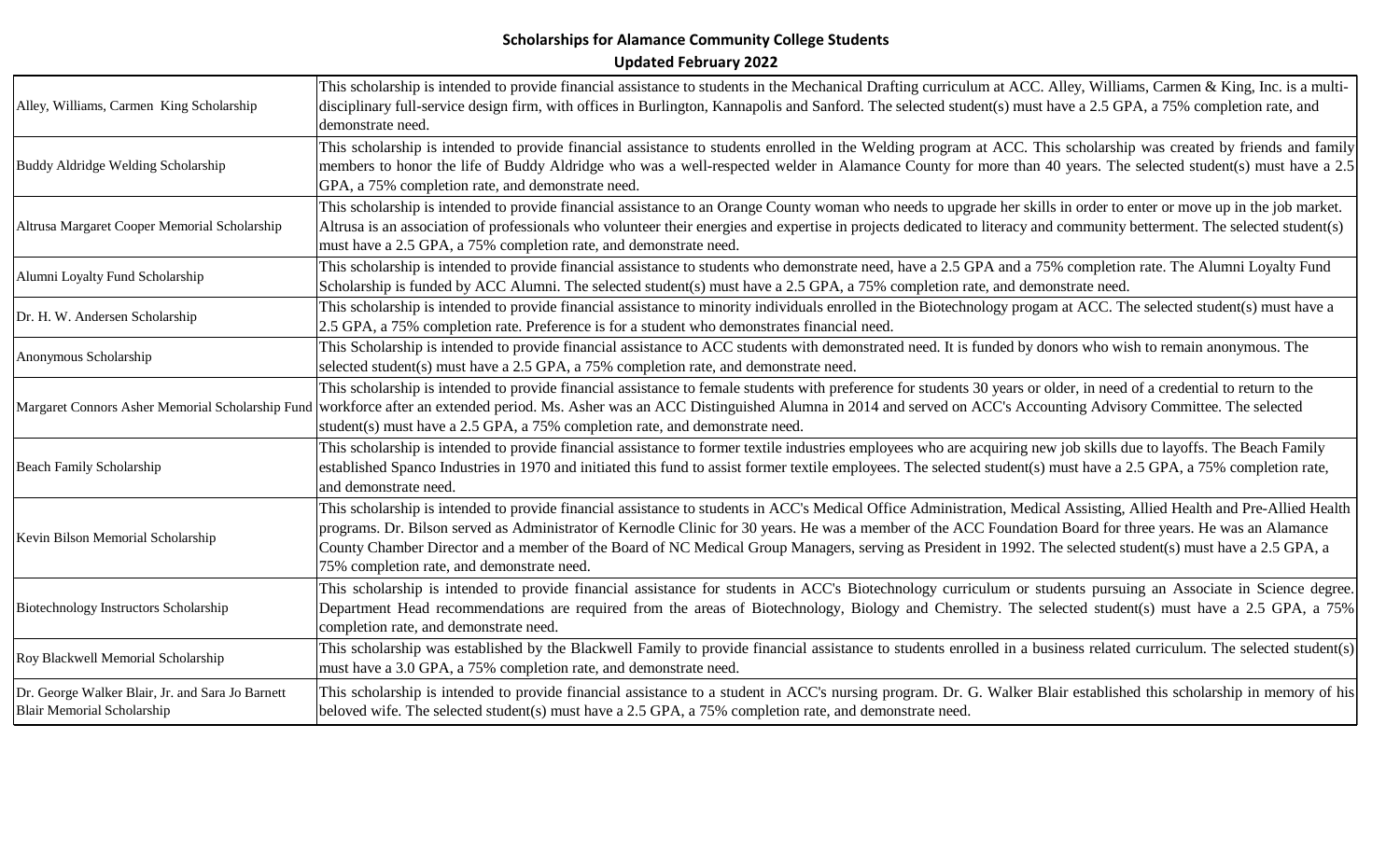**Scholarships for Alamance Community College Students**

**Updated February 2022**

| | |
|---|---|
| Alley, Williams, Carmen King Scholarship | This scholarship is intended to provide financial assistance to students in the Mechanical Drafting curriculum at ACC. Alley, Williams, Carmen & King, Inc. is a multi-disciplinary full-service design firm, with offices in Burlington, Kannapolis and Sanford. The selected student(s) must have a 2.5 GPA, a 75% completion rate, and demonstrate need. |
| Buddy Aldridge Welding Scholarship | This scholarship is intended to provide financial assistance to students enrolled in the Welding program at ACC. This scholarship was created by friends and family members to honor the life of Buddy Aldridge who was a well-respected welder in Alamance County for more than 40 years. The selected student(s) must have a 2.5 GPA, a 75% completion rate, and demonstrate need. |
| Altrusa Margaret Cooper Memorial Scholarship | This scholarship is intended to provide financial assistance to an Orange County woman who needs to upgrade her skills in order to enter or move up in the job market. Altrusa is an association of professionals who volunteer their energies and expertise in projects dedicated to literacy and community betterment. The selected student(s) must have a 2.5 GPA, a 75% completion rate, and demonstrate need. |
| Alumni Loyalty Fund Scholarship | This scholarship is intended to provide financial assistance to students who demonstrate need, have a 2.5 GPA and a 75% completion rate. The Alumni Loyalty Fund Scholarship is funded by ACC Alumni. The selected student(s) must have a 2.5 GPA, a 75% completion rate, and demonstrate need. |
| Dr. H. W. Andersen Scholarship | This scholarship is intended to provide financial assistance to minority individuals enrolled in the Biotechnology progam at ACC. The selected student(s) must have a 2.5 GPA, a 75% completion rate. Preference is for a student who demonstrates financial need. |
| Anonymous Scholarship | This Scholarship is intended to provide financial assistance to ACC students with demonstrated need. It is funded by donors who wish to remain anonymous. The selected student(s) must have a 2.5 GPA, a 75% completion rate, and demonstrate need. |
| Margaret Connors Asher Memorial Scholarship Fund | This scholarship is intended to provide financial assistance to female students with preference for students 30 years or older, in need of a credential to return to the workforce after an extended period. Ms. Asher was an ACC Distinguished Alumna in 2014 and served on ACC's Accounting Advisory Committee. The selected student(s) must have a 2.5 GPA, a 75% completion rate, and demonstrate need. |
| Beach Family Scholarship | This scholarship is intended to provide financial assistance to former textile industries employees who are acquiring new job skills due to layoffs. The Beach Family established Spanco Industries in 1970 and initiated this fund to assist former textile employees. The selected student(s) must have a 2.5 GPA, a 75% completion rate, and demonstrate need. |
| Kevin Bilson Memorial Scholarship | This scholarship is intended to provide financial assistance to students in ACC's Medical Office Administration, Medical Assisting, Allied Health and Pre-Allied Health programs. Dr. Bilson served as Administrator of Kernodle Clinic for 30 years. He was a member of the ACC Foundation Board for three years. He was an Alamance County Chamber Director and a member of the Board of NC Medical Group Managers, serving as President in 1992. The selected student(s) must have a 2.5 GPA, a 75% completion rate, and demonstrate need. |
| Biotechnology Instructors Scholarship | This scholarship is intended to provide financial assistance for students in ACC's Biotechnology curriculum or students pursuing an Associate in Science degree. Department Head recommendations are required from the areas of Biotechnology, Biology and Chemistry. The selected student(s) must have a 2.5 GPA, a 75% completion rate, and demonstrate need. |
| Roy Blackwell Memorial Scholarship | This scholarship was established by the Blackwell Family to provide financial assistance to students enrolled in a business related curriculum. The selected student(s) must have a 3.0 GPA, a 75% completion rate, and demonstrate need. |
| Dr. George Walker Blair, Jr. and Sara Jo Barnett Blair Memorial Scholarship | This scholarship is intended to provide financial assistance to a student in ACC's nursing program. Dr. G. Walker Blair established this scholarship in memory of his beloved wife. The selected student(s) must have a 2.5 GPA, a 75% completion rate, and demonstrate need. |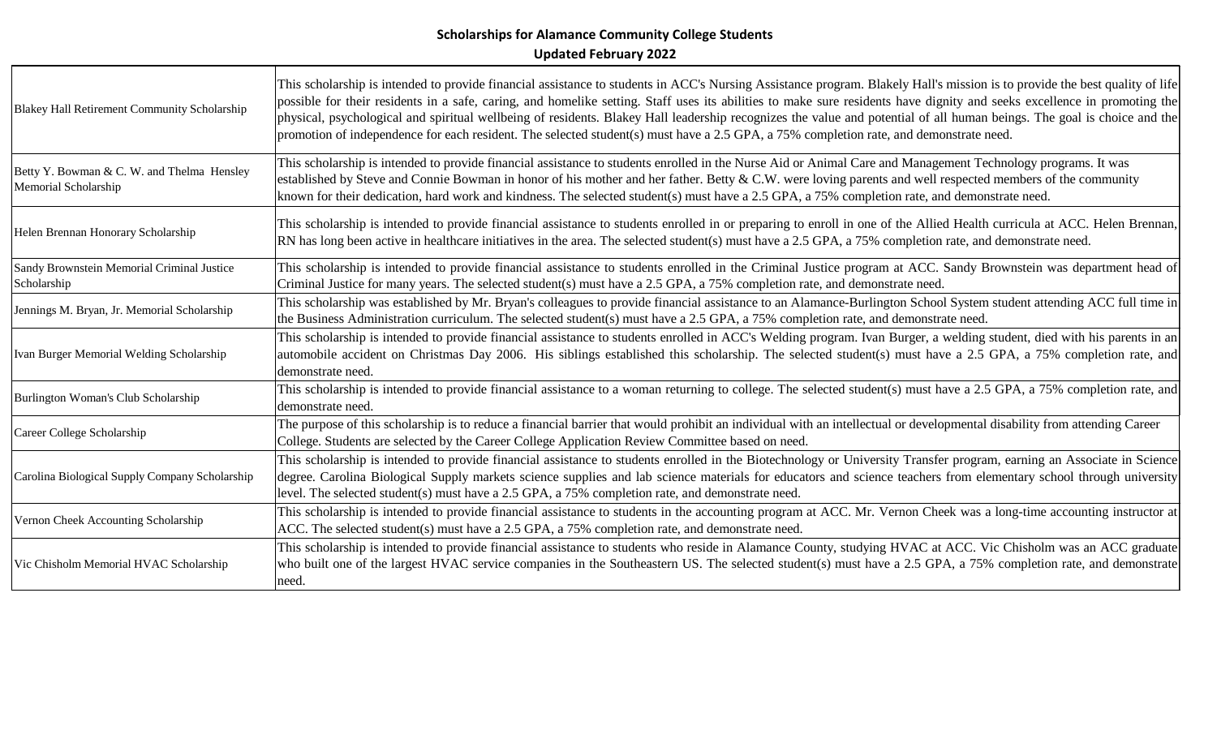**Scholarships for Alamance Community College Students**

**Updated February 2022**

| | |
|---|---|
| Blakey Hall Retirement Community Scholarship | This scholarship is intended to provide financial assistance to students in ACC's Nursing Assistance program. Blakely Hall's mission is to provide the best quality of life possible for their residents in a safe, caring, and homelike setting. Staff uses its abilities to make sure residents have dignity and seeks excellence in promoting the physical, psychological and spiritual wellbeing of residents. Blakey Hall leadership recognizes the value and potential of all human beings. The goal is choice and the promotion of independence for each resident. The selected student(s) must have a 2.5 GPA, a 75% completion rate, and demonstrate need. |
| Betty Y. Bowman & C. W. and Thelma Hensley Memorial Scholarship | This scholarship is intended to provide financial assistance to students enrolled in the Nurse Aid or Animal Care and Management Technology programs. It was established by Steve and Connie Bowman in honor of his mother and her father. Betty & C.W. were loving parents and well respected members of the community known for their dedication, hard work and kindness. The selected student(s) must have a 2.5 GPA, a 75% completion rate, and demonstrate need. |
| Helen Brennan Honorary Scholarship | This scholarship is intended to provide financial assistance to students enrolled in or preparing to enroll in one of the Allied Health curricula at ACC. Helen Brennan, RN has long been active in healthcare initiatives in the area. The selected student(s) must have a 2.5 GPA, a 75% completion rate, and demonstrate need. |
| Sandy Brownstein Memorial Criminal Justice Scholarship | This scholarship is intended to provide financial assistance to students enrolled in the Criminal Justice program at ACC. Sandy Brownstein was department head of Criminal Justice for many years. The selected student(s) must have a 2.5 GPA, a 75% completion rate, and demonstrate need. |
| Jennings M. Bryan, Jr. Memorial Scholarship | This scholarship was established by Mr. Bryan's colleagues to provide financial assistance to an Alamance-Burlington School System student attending ACC full time in the Business Administration curriculum. The selected student(s) must have a 2.5 GPA, a 75% completion rate, and demonstrate need. |
| Ivan Burger Memorial Welding Scholarship | This scholarship is intended to provide financial assistance to students enrolled in ACC's Welding program. Ivan Burger, a welding student, died with his parents in an automobile accident on Christmas Day 2006. His siblings established this scholarship. The selected student(s) must have a 2.5 GPA, a 75% completion rate, and demonstrate need. |
| Burlington Woman's Club Scholarship | This scholarship is intended to provide financial assistance to a woman returning to college. The selected student(s) must have a 2.5 GPA, a 75% completion rate, and demonstrate need. |
| Career College Scholarship | The purpose of this scholarship is to reduce a financial barrier that would prohibit an individual with an intellectual or developmental disability from attending Career College. Students are selected by the Career College Application Review Committee based on need. |
| Carolina Biological Supply Company Scholarship | This scholarship is intended to provide financial assistance to students enrolled in the Biotechnology or University Transfer program, earning an Associate in Science degree. Carolina Biological Supply markets science supplies and lab science materials for educators and science teachers from elementary school through university level. The selected student(s) must have a 2.5 GPA, a 75% completion rate, and demonstrate need. |
| Vernon Cheek Accounting Scholarship | This scholarship is intended to provide financial assistance to students in the accounting program at ACC. Mr. Vernon Cheek was a long-time accounting instructor at ACC. The selected student(s) must have a 2.5 GPA, a 75% completion rate, and demonstrate need. |
| Vic Chisholm Memorial HVAC Scholarship | This scholarship is intended to provide financial assistance to students who reside in Alamance County, studying HVAC at ACC. Vic Chisholm was an ACC graduate who built one of the largest HVAC service companies in the Southeastern US. The selected student(s) must have a 2.5 GPA, a 75% completion rate, and demonstrate need. |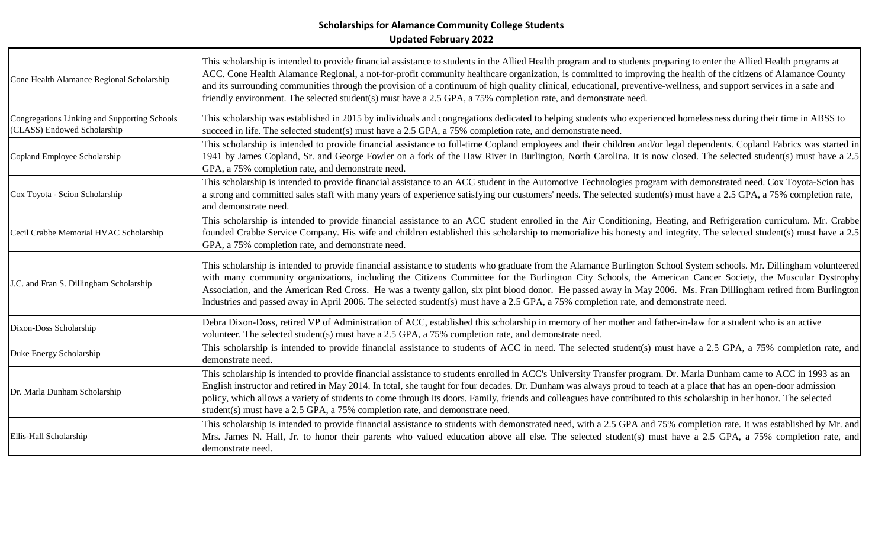**Scholarships for Alamance Community College Students**
**Updated February 2022**

| Scholarship | Description |
|---|---|
| Cone Health Alamance Regional Scholarship | This scholarship is intended to provide financial assistance to students in the Allied Health program and to students preparing to enter the Allied Health programs at ACC. Cone Health Alamance Regional, a not-for-profit community healthcare organization, is committed to improving the health of the citizens of Alamance County and its surrounding communities through the provision of a continuum of high quality clinical, educational, preventive-wellness, and support services in a safe and friendly environment. The selected student(s) must have a 2.5 GPA, a 75% completion rate, and demonstrate need. |
| Congregations Linking and Supporting Schools (CLASS) Endowed Scholarship | This scholarship was established in 2015 by individuals and congregations dedicated to helping students who experienced homelessness during their time in ABSS to succeed in life. The selected student(s) must have a 2.5 GPA, a 75% completion rate, and demonstrate need. |
| Copland Employee Scholarship | This scholarship is intended to provide financial assistance to full-time Copland employees and their children and/or legal dependents. Copland Fabrics was started in 1941 by James Copland, Sr. and George Fowler on a fork of the Haw River in Burlington, North Carolina. It is now closed. The selected student(s) must have a 2.5 GPA, a 75% completion rate, and demonstrate need. |
| Cox Toyota - Scion Scholarship | This scholarship is intended to provide financial assistance to an ACC student in the Automotive Technologies program with demonstrated need. Cox Toyota-Scion has a strong and committed sales staff with many years of experience satisfying our customers' needs. The selected student(s) must have a 2.5 GPA, a 75% completion rate, and demonstrate need. |
| Cecil Crabbe Memorial HVAC Scholarship | This scholarship is intended to provide financial assistance to an ACC student enrolled in the Air Conditioning, Heating, and Refrigeration curriculum. Mr. Crabbe founded Crabbe Service Company. His wife and children established this scholarship to memorialize his honesty and integrity. The selected student(s) must have a 2.5 GPA, a 75% completion rate, and demonstrate need. |
| J.C. and Fran S. Dillingham Scholarship | This scholarship is intended to provide financial assistance to students who graduate from the Alamance Burlington School System schools. Mr. Dillingham volunteered with many community organizations, including the Citizens Committee for the Burlington City Schools, the American Cancer Society, the Muscular Dystrophy Association, and the American Red Cross. He was a twenty gallon, six pint blood donor. He passed away in May 2006. Ms. Fran Dillingham retired from Burlington Industries and passed away in April 2006. The selected student(s) must have a 2.5 GPA, a 75% completion rate, and demonstrate need. |
| Dixon-Doss Scholarship | Debra Dixon-Doss, retired VP of Administration of ACC, established this scholarship in memory of her mother and father-in-law for a student who is an active volunteer. The selected student(s) must have a 2.5 GPA, a 75% completion rate, and demonstrate need. |
| Duke Energy Scholarship | This scholarship is intended to provide financial assistance to students of ACC in need. The selected student(s) must have a 2.5 GPA, a 75% completion rate, and demonstrate need. |
| Dr. Marla Dunham Scholarship | This scholarship is intended to provide financial assistance to students enrolled in ACC's University Transfer program. Dr. Marla Dunham came to ACC in 1993 as an English instructor and retired in May 2014. In total, she taught for four decades. Dr. Dunham was always proud to teach at a place that has an open-door admission policy, which allows a variety of students to come through its doors. Family, friends and colleagues have contributed to this scholarship in her honor. The selected student(s) must have a 2.5 GPA, a 75% completion rate, and demonstrate need. |
| Ellis-Hall Scholarship | This scholarship is intended to provide financial assistance to students with demonstrated need, with a 2.5 GPA and 75% completion rate. It was established by Mr. and Mrs. James N. Hall, Jr. to honor their parents who valued education above all else. The selected student(s) must have a 2.5 GPA, a 75% completion rate, and demonstrate need. |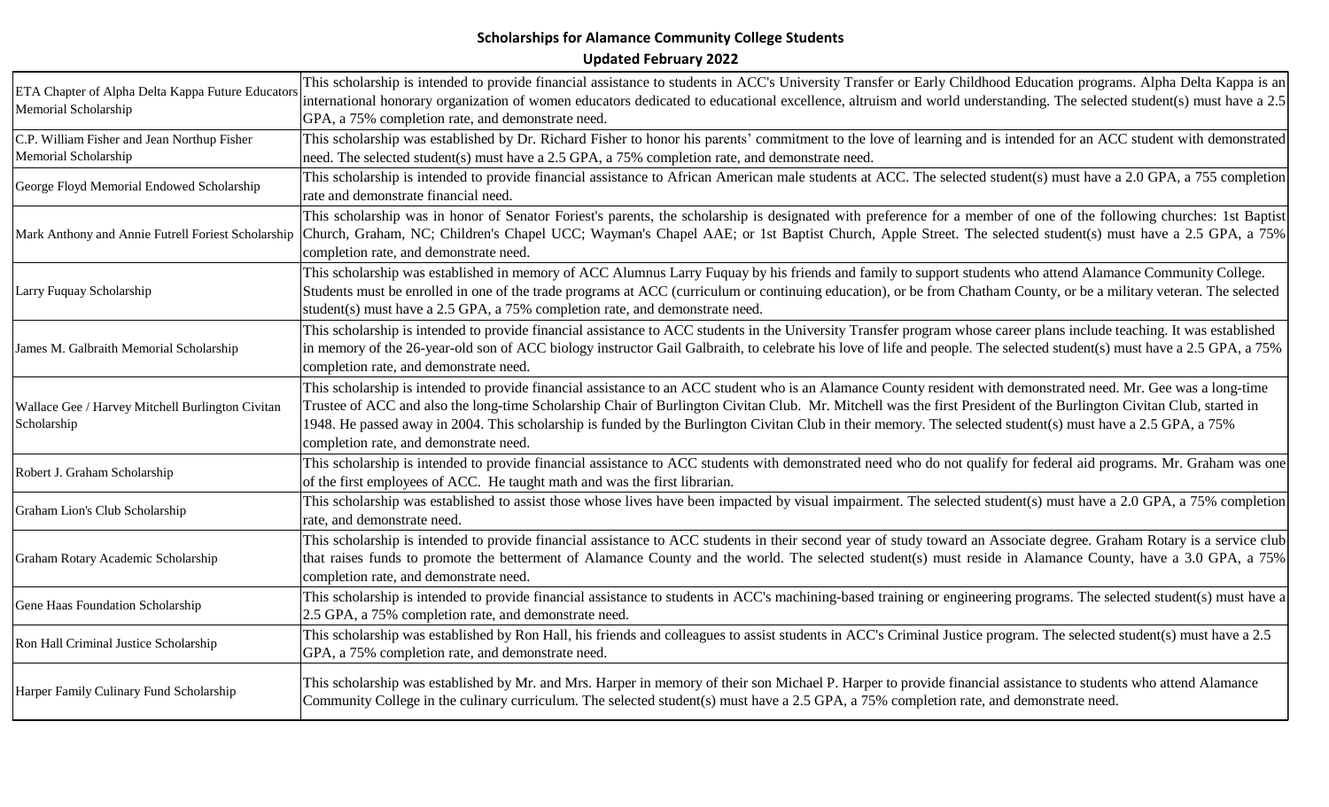**Scholarships for Alamance Community College Students**

**Updated February 2022**

| Scholarship | Description |
|---|---|
| ETA Chapter of Alpha Delta Kappa Future Educators Memorial Scholarship | This scholarship is intended to provide financial assistance to students in ACC's University Transfer or Early Childhood Education programs. Alpha Delta Kappa is an international honorary organization of women educators dedicated to educational excellence, altruism and world understanding. The selected student(s) must have a 2.5 GPA, a 75% completion rate, and demonstrate need. |
| C.P. William Fisher and Jean Northup Fisher Memorial Scholarship | This scholarship was established by Dr. Richard Fisher to honor his parents' commitment to the love of learning and is intended for an ACC student with demonstrated need. The selected student(s) must have a 2.5 GPA, a 75% completion rate, and demonstrate need. |
| George Floyd Memorial Endowed Scholarship | This scholarship is intended to provide financial assistance to African American male students at ACC. The selected student(s) must have a 2.0 GPA, a 755 completion rate and demonstrate financial need. |
| Mark Anthony and Annie Futrell Foriest Scholarship | This scholarship was in honor of Senator Foriest's parents, the scholarship is designated with preference for a member of one of the following churches: 1st Baptist Church, Graham, NC; Children's Chapel UCC; Wayman's Chapel AAE; or 1st Baptist Church, Apple Street. The selected student(s) must have a 2.5 GPA, a 75% completion rate, and demonstrate need. |
| Larry Fuquay Scholarship | This scholarship was established in memory of ACC Alumnus Larry Fuquay by his friends and family to support students who attend Alamance Community College. Students must be enrolled in one of the trade programs at ACC (curriculum or continuing education), or be from Chatham County, or be a military veteran. The selected student(s) must have a 2.5 GPA, a 75% completion rate, and demonstrate need. |
| James M. Galbraith Memorial Scholarship | This scholarship is intended to provide financial assistance to ACC students in the University Transfer program whose career plans include teaching. It was established in memory of the 26-year-old son of ACC biology instructor Gail Galbraith, to celebrate his love of life and people. The selected student(s) must have a 2.5 GPA, a 75% completion rate, and demonstrate need. |
| Wallace Gee / Harvey Mitchell Burlington Civitan Scholarship | This scholarship is intended to provide financial assistance to an ACC student who is an Alamance County resident with demonstrated need. Mr. Gee was a long-time Trustee of ACC and also the long-time Scholarship Chair of Burlington Civitan Club. Mr. Mitchell was the first President of the Burlington Civitan Club, started in 1948. He passed away in 2004. This scholarship is funded by the Burlington Civitan Club in their memory. The selected student(s) must have a 2.5 GPA, a 75% completion rate, and demonstrate need. |
| Robert J. Graham Scholarship | This scholarship is intended to provide financial assistance to ACC students with demonstrated need who do not qualify for federal aid programs. Mr. Graham was one of the first employees of ACC. He taught math and was the first librarian. |
| Graham Lion's Club Scholarship | This scholarship was established to assist those whose lives have been impacted by visual impairment. The selected student(s) must have a 2.0 GPA, a 75% completion rate, and demonstrate need. |
| Graham Rotary Academic Scholarship | This scholarship is intended to provide financial assistance to ACC students in their second year of study toward an Associate degree. Graham Rotary is a service club that raises funds to promote the betterment of Alamance County and the world. The selected student(s) must reside in Alamance County, have a 3.0 GPA, a 75% completion rate, and demonstrate need. |
| Gene Haas Foundation Scholarship | This scholarship is intended to provide financial assistance to students in ACC's machining-based training or engineering programs. The selected student(s) must have a 2.5 GPA, a 75% completion rate, and demonstrate need. |
| Ron Hall Criminal Justice Scholarship | This scholarship was established by Ron Hall, his friends and colleagues to assist students in ACC's Criminal Justice program. The selected student(s) must have a 2.5 GPA, a 75% completion rate, and demonstrate need. |
| Harper Family Culinary Fund Scholarship | This scholarship was established by Mr. and Mrs. Harper in memory of their son Michael P. Harper to provide financial assistance to students who attend Alamance Community College in the culinary curriculum. The selected student(s) must have a 2.5 GPA, a 75% completion rate, and demonstrate need. |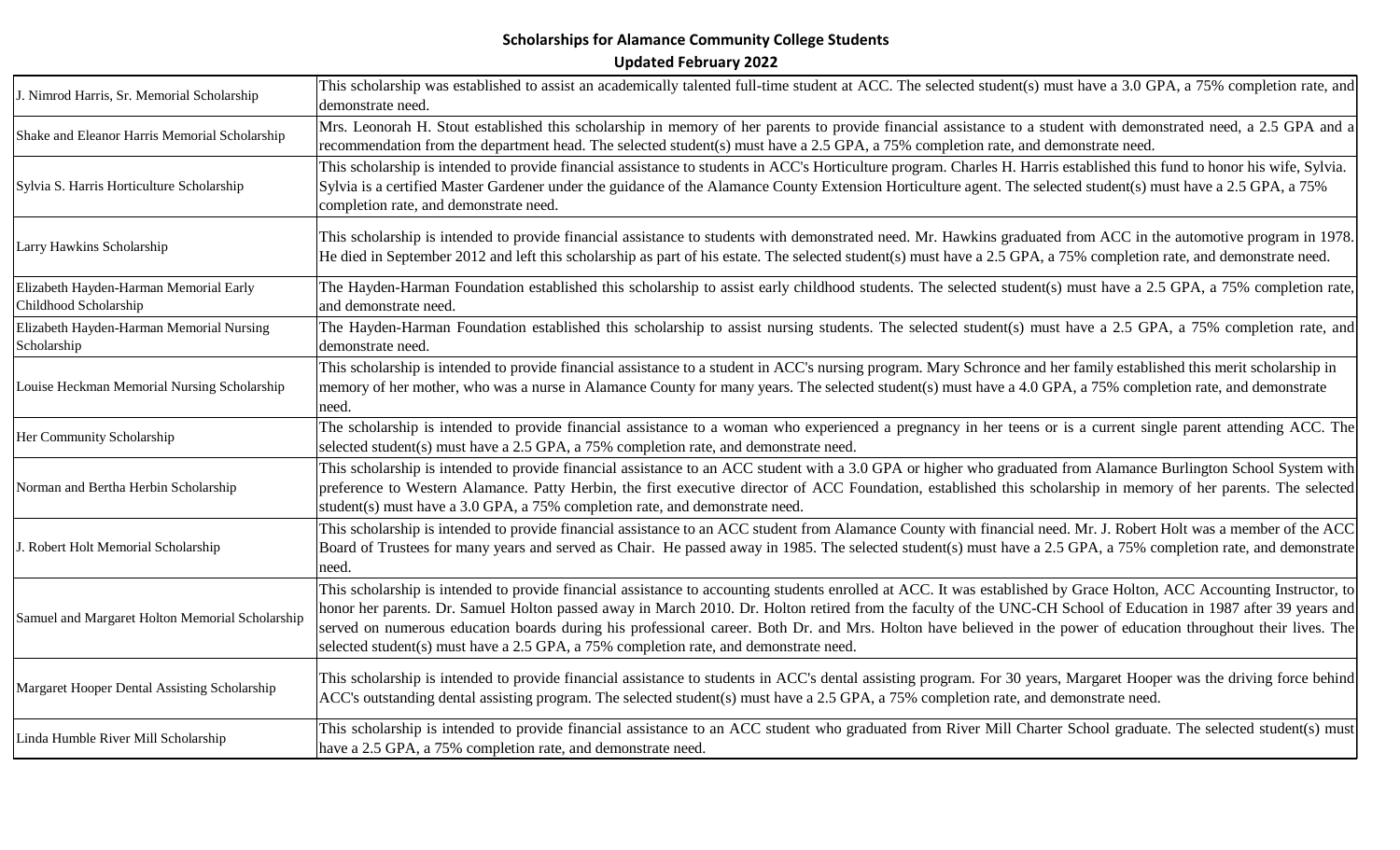**Scholarships for Alamance Community College Students**

**Updated February 2022**

| | |
|---|---|
| J. Nimrod Harris, Sr. Memorial Scholarship | This scholarship was established to assist an academically talented full-time student at ACC. The selected student(s) must have a 3.0 GPA, a 75% completion rate, and demonstrate need. |
| Shake and Eleanor Harris Memorial Scholarship | Mrs. Leonorah H. Stout established this scholarship in memory of her parents to provide financial assistance to a student with demonstrated need, a 2.5 GPA and a recommendation from the department head. The selected student(s) must have a 2.5 GPA, a 75% completion rate, and demonstrate need. |
| Sylvia S. Harris Horticulture Scholarship | This scholarship is intended to provide financial assistance to students in ACC's Horticulture program. Charles H. Harris established this fund to honor his wife, Sylvia. Sylvia is a certified Master Gardener under the guidance of the Alamance County Extension Horticulture agent. The selected student(s) must have a 2.5 GPA, a 75% completion rate, and demonstrate need. |
| Larry Hawkins Scholarship | This scholarship is intended to provide financial assistance to students with demonstrated need. Mr. Hawkins graduated from ACC in the automotive program in 1978. He died in September 2012 and left this scholarship as part of his estate. The selected student(s) must have a 2.5 GPA, a 75% completion rate, and demonstrate need. |
| Elizabeth Hayden-Harman Memorial Early Childhood Scholarship | The Hayden-Harman Foundation established this scholarship to assist early childhood students. The selected student(s) must have a 2.5 GPA, a 75% completion rate, and demonstrate need. |
| Elizabeth Hayden-Harman Memorial Nursing Scholarship | The Hayden-Harman Foundation established this scholarship to assist nursing students. The selected student(s) must have a 2.5 GPA, a 75% completion rate, and demonstrate need. |
| Louise Heckman Memorial Nursing Scholarship | This scholarship is intended to provide financial assistance to a student in ACC's nursing program. Mary Schronce and her family established this merit scholarship in memory of her mother, who was a nurse in Alamance County for many years. The selected student(s) must have a 4.0 GPA, a 75% completion rate, and demonstrate need. |
| Her Community Scholarship | The scholarship is intended to provide financial assistance to a woman who experienced a pregnancy in her teens or is a current single parent attending ACC. The selected student(s) must have a 2.5 GPA, a 75% completion rate, and demonstrate need. |
| Norman and Bertha Herbin Scholarship | This scholarship is intended to provide financial assistance to an ACC student with a 3.0 GPA or higher who graduated from Alamance Burlington School System with preference to Western Alamance. Patty Herbin, the first executive director of ACC Foundation, established this scholarship in memory of her parents. The selected student(s) must have a 3.0 GPA, a 75% completion rate, and demonstrate need. |
| J. Robert Holt Memorial Scholarship | This scholarship is intended to provide financial assistance to an ACC student from Alamance County with financial need. Mr. J. Robert Holt was a member of the ACC Board of Trustees for many years and served as Chair. He passed away in 1985. The selected student(s) must have a 2.5 GPA, a 75% completion rate, and demonstrate need. |
| Samuel and Margaret Holton Memorial Scholarship | This scholarship is intended to provide financial assistance to accounting students enrolled at ACC. It was established by Grace Holton, ACC Accounting Instructor, to honor her parents. Dr. Samuel Holton passed away in March 2010. Dr. Holton retired from the faculty of the UNC-CH School of Education in 1987 after 39 years and served on numerous education boards during his professional career. Both Dr. and Mrs. Holton have believed in the power of education throughout their lives. The selected student(s) must have a 2.5 GPA, a 75% completion rate, and demonstrate need. |
| Margaret Hooper Dental Assisting Scholarship | This scholarship is intended to provide financial assistance to students in ACC's dental assisting program. For 30 years, Margaret Hooper was the driving force behind ACC's outstanding dental assisting program. The selected student(s) must have a 2.5 GPA, a 75% completion rate, and demonstrate need. |
| Linda Humble River Mill Scholarship | This scholarship is intended to provide financial assistance to an ACC student who graduated from River Mill Charter School graduate. The selected student(s) must have a 2.5 GPA, a 75% completion rate, and demonstrate need. |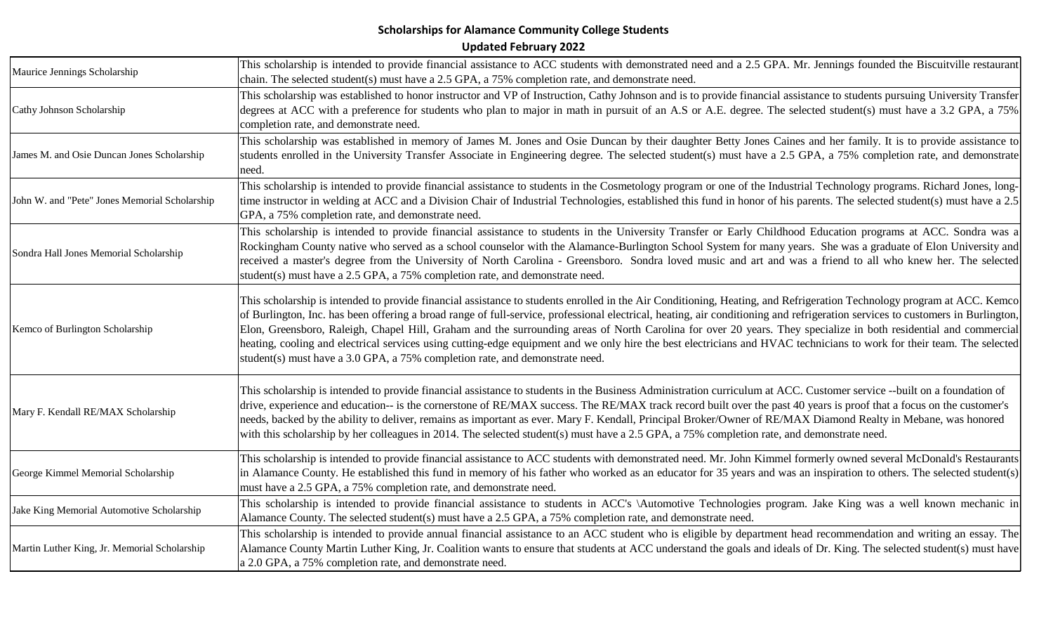**Scholarships for Alamance Community College Students**

**Updated February 2022**

| Scholarship | Description |
| --- | --- |
| Maurice Jennings Scholarship | This scholarship is intended to provide financial assistance to ACC students with demonstrated need and a 2.5 GPA. Mr. Jennings founded the Biscuitville restaurant chain. The selected student(s) must have a 2.5 GPA, a 75% completion rate, and demonstrate need. |
| Cathy Johnson Scholarship | This scholarship was established to honor instructor and VP of Instruction, Cathy Johnson and is to provide financial assistance to students pursuing University Transfer degrees at ACC with a preference for students who plan to major in math in pursuit of an A.S or A.E. degree. The selected student(s) must have a 3.2 GPA, a 75% completion rate, and demonstrate need. |
| James M. and Osie Duncan Jones Scholarship | This scholarship was established in memory of James M. Jones and Osie Duncan by their daughter Betty Jones Caines and her family. It is to provide assistance to students enrolled in the University Transfer Associate in Engineering degree. The selected student(s) must have a 2.5 GPA, a 75% completion rate, and demonstrate need. |
| John W. and "Pete" Jones Memorial Scholarship | This scholarship is intended to provide financial assistance to students in the Cosmetology program or one of the Industrial Technology programs. Richard Jones, long-time instructor in welding at ACC and a Division Chair of Industrial Technologies, established this fund in honor of his parents. The selected student(s) must have a 2.5 GPA, a 75% completion rate, and demonstrate need. |
| Sondra Hall Jones Memorial Scholarship | This scholarship is intended to provide financial assistance to students in the University Transfer or Early Childhood Education programs at ACC. Sondra was a Rockingham County native who served as a school counselor with the Alamance-Burlington School System for many years. She was a graduate of Elon University and received a master's degree from the University of North Carolina - Greensboro. Sondra loved music and art and was a friend to all who knew her. The selected student(s) must have a 2.5 GPA, a 75% completion rate, and demonstrate need. |
| Kemco of Burlington Scholarship | This scholarship is intended to provide financial assistance to students enrolled in the Air Conditioning, Heating, and Refrigeration Technology program at ACC. Kemco of Burlington, Inc. has been offering a broad range of full-service, professional electrical, heating, air conditioning and refrigeration services to customers in Burlington, Elon, Greensboro, Raleigh, Chapel Hill, Graham and the surrounding areas of North Carolina for over 20 years. They specialize in both residential and commercial heating, cooling and electrical services using cutting-edge equipment and we only hire the best electricians and HVAC technicians to work for their team. The selected student(s) must have a 3.0 GPA, a 75% completion rate, and demonstrate need. |
| Mary F. Kendall RE/MAX Scholarship | This scholarship is intended to provide financial assistance to students in the Business Administration curriculum at ACC. Customer service --built on a foundation of drive, experience and education-- is the cornerstone of RE/MAX success. The RE/MAX track record built over the past 40 years is proof that a focus on the customer's needs, backed by the ability to deliver, remains as important as ever. Mary F. Kendall, Principal Broker/Owner of RE/MAX Diamond Realty in Mebane, was honored with this scholarship by her colleagues in 2014. The selected student(s) must have a 2.5 GPA, a 75% completion rate, and demonstrate need. |
| George Kimmel Memorial Scholarship | This scholarship is intended to provide financial assistance to ACC students with demonstrated need. Mr. John Kimmel formerly owned several McDonald's Restaurants in Alamance County. He established this fund in memory of his father who worked as an educator for 35 years and was an inspiration to others. The selected student(s) must have a 2.5 GPA, a 75% completion rate, and demonstrate need. |
| Jake King Memorial Automotive Scholarship | This scholarship is intended to provide financial assistance to students in ACC's \Automotive Technologies program. Jake King was a well known mechanic in Alamance County. The selected student(s) must have a 2.5 GPA, a 75% completion rate, and demonstrate need. |
| Martin Luther King, Jr. Memorial Scholarship | This scholarship is intended to provide annual financial assistance to an ACC student who is eligible by department head recommendation and writing an essay. The Alamance County Martin Luther King, Jr. Coalition wants to ensure that students at ACC understand the goals and ideals of Dr. King. The selected student(s) must have a 2.0 GPA, a 75% completion rate, and demonstrate need. |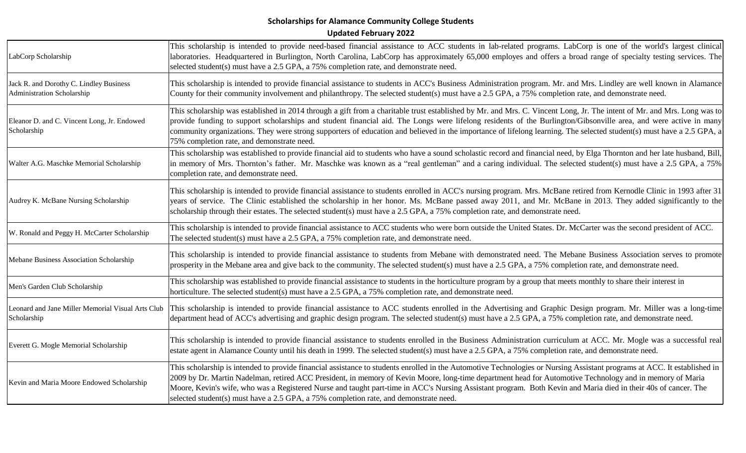**Scholarships for Alamance Community College Students**

**Updated February 2022**

| | |
|---|---|
| LabCorp Scholarship | This scholarship is intended to provide need-based financial assistance to ACC students in lab-related programs. LabCorp is one of the world's largest clinical laboratories. Headquartered in Burlington, North Carolina, LabCorp has approximately 65,000 employes and offers a broad range of specialty testing services. The selected student(s) must have a 2.5 GPA, a 75% completion rate, and demonstrate need. |
| Jack R. and Dorothy C. Lindley Business Administration Scholarship | This scholarship is intended to provide financial assistance to students in ACC's Business Administration program. Mr. and Mrs. Lindley are well known in Alamance County for their community involvement and philanthropy. The selected student(s) must have a 2.5 GPA, a 75% completion rate, and demonstrate need. |
| Eleanor D. and C. Vincent Long, Jr. Endowed Scholarship | This scholarship was established in 2014 through a gift from a charitable trust established by Mr. and Mrs. C. Vincent Long, Jr. The intent of Mr. and Mrs. Long was to provide funding to support scholarships and student financial aid. The Longs were lifelong residents of the Burlington/Gibsonville area, and were active in many community organizations. They were strong supporters of education and believed in the importance of lifelong learning. The selected student(s) must have a 2.5 GPA, a 75% completion rate, and demonstrate need. |
| Walter A.G. Maschke Memorial Scholarship | This scholarship was established to provide financial aid to students who have a sound scholastic record and financial need, by Elga Thornton and her late husband, Bill, in memory of Mrs. Thornton's father. Mr. Maschke was known as a "real gentleman" and a caring individual. The selected student(s) must have a 2.5 GPA, a 75% completion rate, and demonstrate need. |
| Audrey K. McBane Nursing Scholarship | This scholarship is intended to provide financial assistance to students enrolled in ACC's nursing program. Mrs. McBane retired from Kernodle Clinic in 1993 after 31 years of service. The Clinic established the scholarship in her honor. Ms. McBane passed away 2011, and Mr. McBane in 2013. They added significantly to the scholarship through their estates. The selected student(s) must have a 2.5 GPA, a 75% completion rate, and demonstrate need. |
| W. Ronald and Peggy H. McCarter Scholarship | This scholarship is intended to provide financial assistance to ACC students who were born outside the United States. Dr. McCarter was the second president of ACC. The selected student(s) must have a 2.5 GPA, a 75% completion rate, and demonstrate need. |
| Mebane Business Association Scholarship | This scholarship is intended to provide financial assistance to students from Mebane with demonstrated need. The Mebane Business Association serves to promote prosperity in the Mebane area and give back to the community. The selected student(s) must have a 2.5 GPA, a 75% completion rate, and demonstrate need. |
| Men's Garden Club Scholarship | This scholarship was established to provide financial assistance to students in the horticulture program by a group that meets monthly to share their interest in horticulture. The selected student(s) must have a 2.5 GPA, a 75% completion rate, and demonstrate need. |
| Leonard and Jane Miller Memorial Visual Arts Club Scholarship | This scholarship is intended to provide financial assistance to ACC students enrolled in the Advertising and Graphic Design program. Mr. Miller was a long-time department head of ACC's advertising and graphic design program. The selected student(s) must have a 2.5 GPA, a 75% completion rate, and demonstrate need. |
| Everett G. Mogle Memorial Scholarship | This scholarship is intended to provide financial assistance to students enrolled in the Business Administration curriculum at ACC. Mr. Mogle was a successful real estate agent in Alamance County until his death in 1999. The selected student(s) must have a 2.5 GPA, a 75% completion rate, and demonstrate need. |
| Kevin and Maria Moore Endowed Scholarship | This scholarship is intended to provide financial assistance to students enrolled in the Automotive Technologies or Nursing Assistant programs at ACC. It established in 2009 by Dr. Martin Nadelman, retired ACC President, in memory of Kevin Moore, long-time department head for Automotive Technology and in memory of Maria Moore, Kevin's wife, who was a Registered Nurse and taught part-time in ACC's Nursing Assistant program. Both Kevin and Maria died in their 40s of cancer. The selected student(s) must have a 2.5 GPA, a 75% completion rate, and demonstrate need. |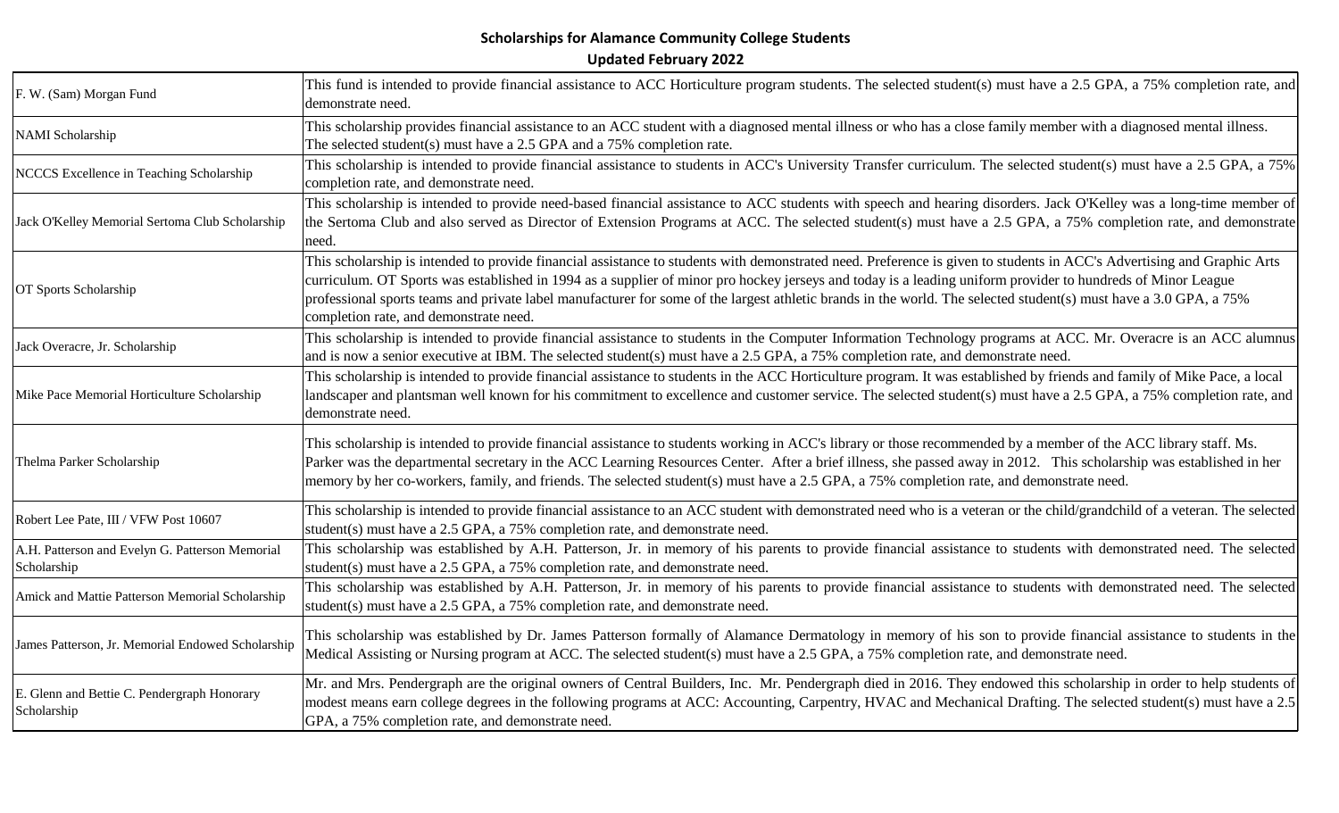# Scholarships for Alamance Community College Students

## Updated February 2022

| Scholarship | Description |
|---|---|
| F. W. (Sam) Morgan Fund | This fund is intended to provide financial assistance to ACC Horticulture program students. The selected student(s) must have a 2.5 GPA, a 75% completion rate, and demonstrate need. |
| NAMI Scholarship | This scholarship provides financial assistance to an ACC student with a diagnosed mental illness or who has a close family member with a diagnosed mental illness. The selected student(s) must have a 2.5 GPA and a 75% completion rate. |
| NCCCS Excellence in Teaching Scholarship | This scholarship is intended to provide financial assistance to students in ACC's University Transfer curriculum. The selected student(s) must have a 2.5 GPA, a 75% completion rate, and demonstrate need. |
| Jack O'Kelley Memorial Sertoma Club Scholarship | This scholarship is intended to provide need-based financial assistance to ACC students with speech and hearing disorders. Jack O'Kelley was a long-time member of the Sertoma Club and also served as Director of Extension Programs at ACC. The selected student(s) must have a 2.5 GPA, a 75% completion rate, and demonstrate need. |
| OT Sports Scholarship | This scholarship is intended to provide financial assistance to students with demonstrated need. Preference is given to students in ACC's Advertising and Graphic Arts curriculum. OT Sports was established in 1994 as a supplier of minor pro hockey jerseys and today is a leading uniform provider to hundreds of Minor League professional sports teams and private label manufacturer for some of the largest athletic brands in the world. The selected student(s) must have a 3.0 GPA, a 75% completion rate, and demonstrate need. |
| Jack Overacre, Jr. Scholarship | This scholarship is intended to provide financial assistance to students in the Computer Information Technology programs at ACC. Mr. Overacre is an ACC alumnus and is now a senior executive at IBM. The selected student(s) must have a 2.5 GPA, a 75% completion rate, and demonstrate need. |
| Mike Pace Memorial Horticulture Scholarship | This scholarship is intended to provide financial assistance to students in the ACC Horticulture program. It was established by friends and family of Mike Pace, a local landscaper and plantsman well known for his commitment to excellence and customer service. The selected student(s) must have a 2.5 GPA, a 75% completion rate, and demonstrate need. |
| Thelma Parker Scholarship | This scholarship is intended to provide financial assistance to students working in ACC's library or those recommended by a member of the ACC library staff. Ms. Parker was the departmental secretary in the ACC Learning Resources Center. After a brief illness, she passed away in 2012. This scholarship was established in her memory by her co-workers, family, and friends. The selected student(s) must have a 2.5 GPA, a 75% completion rate, and demonstrate need. |
| Robert Lee Pate, III / VFW Post 10607 | This scholarship is intended to provide financial assistance to an ACC student with demonstrated need who is a veteran or the child/grandchild of a veteran. The selected student(s) must have a 2.5 GPA, a 75% completion rate, and demonstrate need. |
| A.H. Patterson and Evelyn G. Patterson Memorial Scholarship | This scholarship was established by A.H. Patterson, Jr. in memory of his parents to provide financial assistance to students with demonstrated need. The selected student(s) must have a 2.5 GPA, a 75% completion rate, and demonstrate need. |
| Amick and Mattie Patterson Memorial Scholarship | This scholarship was established by A.H. Patterson, Jr. in memory of his parents to provide financial assistance to students with demonstrated need. The selected student(s) must have a 2.5 GPA, a 75% completion rate, and demonstrate need. |
| James Patterson, Jr. Memorial Endowed Scholarship | This scholarship was established by Dr. James Patterson formally of Alamance Dermatology in memory of his son to provide financial assistance to students in the Medical Assisting or Nursing program at ACC. The selected student(s) must have a 2.5 GPA, a 75% completion rate, and demonstrate need. |
| E. Glenn and Bettie C. Pendergraph Honorary Scholarship | Mr. and Mrs. Pendergraph are the original owners of Central Builders, Inc. Mr. Pendergraph died in 2016. They endowed this scholarship in order to help students of modest means earn college degrees in the following programs at ACC: Accounting, Carpentry, HVAC and Mechanical Drafting. The selected student(s) must have a 2.5 GPA, a 75% completion rate, and demonstrate need. |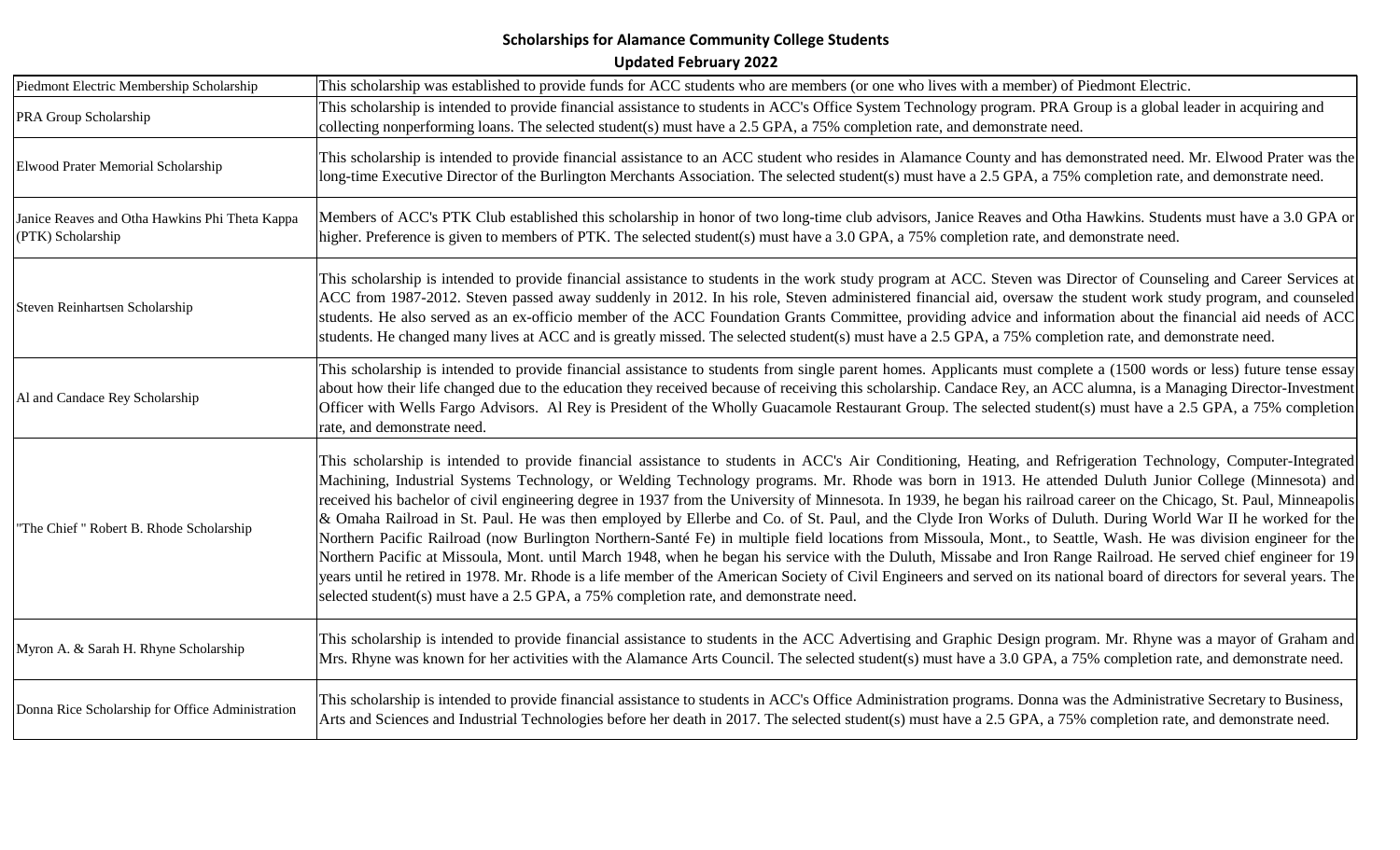## Scholarships for Alamance Community College Students

**Updated February 2022**

| Scholarship | Description |
|---|---|
| Piedmont Electric Membership Scholarship | This scholarship was established to provide funds for ACC students who are members (or one who lives with a member) of Piedmont Electric. |
| PRA Group Scholarship | This scholarship is intended to provide financial assistance to students in ACC's Office System Technology program. PRA Group is a global leader in acquiring and collecting nonperforming loans. The selected student(s) must have a 2.5 GPA, a 75% completion rate, and demonstrate need. |
| Elwood Prater Memorial Scholarship | This scholarship is intended to provide financial assistance to an ACC student who resides in Alamance County and has demonstrated need. Mr. Elwood Prater was the long-time Executive Director of the Burlington Merchants Association. The selected student(s) must have a 2.5 GPA, a 75% completion rate, and demonstrate need. |
| Janice Reaves and Otha Hawkins Phi Theta Kappa (PTK) Scholarship | Members of ACC's PTK Club established this scholarship in honor of two long-time club advisors, Janice Reaves and Otha Hawkins. Students must have a 3.0 GPA or higher. Preference is given to members of PTK. The selected student(s) must have a 3.0 GPA, a 75% completion rate, and demonstrate need. |
| Steven Reinhartsen Scholarship | This scholarship is intended to provide financial assistance to students in the work study program at ACC. Steven was Director of Counseling and Career Services at ACC from 1987-2012. Steven passed away suddenly in 2012. In his role, Steven administered financial aid, oversaw the student work study program, and counseled students. He also served as an ex-officio member of the ACC Foundation Grants Committee, providing advice and information about the financial aid needs of ACC students. He changed many lives at ACC and is greatly missed. The selected student(s) must have a 2.5 GPA, a 75% completion rate, and demonstrate need. |
| Al and Candace Rey Scholarship | This scholarship is intended to provide financial assistance to students from single parent homes. Applicants must complete a (1500 words or less) future tense essay about how their life changed due to the education they received because of receiving this scholarship. Candace Rey, an ACC alumna, is a Managing Director-Investment Officer with Wells Fargo Advisors. Al Rey is President of the Wholly Guacamole Restaurant Group. The selected student(s) must have a 2.5 GPA, a 75% completion rate, and demonstrate need. |
| "The Chief " Robert B. Rhode Scholarship | This scholarship is intended to provide financial assistance to students in ACC's Air Conditioning, Heating, and Refrigeration Technology, Computer-Integrated Machining, Industrial Systems Technology, or Welding Technology programs. Mr. Rhode was born in 1913. He attended Duluth Junior College (Minnesota) and received his bachelor of civil engineering degree in 1937 from the University of Minnesota. In 1939, he began his railroad career on the Chicago, St. Paul, Minneapolis & Omaha Railroad in St. Paul. He was then employed by Ellerbe and Co. of St. Paul, and the Clyde Iron Works of Duluth. During World War II he worked for the Northern Pacific Railroad (now Burlington Northern-Santé Fe) in multiple field locations from Missoula, Mont., to Seattle, Wash. He was division engineer for the Northern Pacific at Missoula, Mont. until March 1948, when he began his service with the Duluth, Missabe and Iron Range Railroad. He served chief engineer for 19 years until he retired in 1978. Mr. Rhode is a life member of the American Society of Civil Engineers and served on its national board of directors for several years. The selected student(s) must have a 2.5 GPA, a 75% completion rate, and demonstrate need. |
| Myron A. & Sarah H. Rhyne Scholarship | This scholarship is intended to provide financial assistance to students in the ACC Advertising and Graphic Design program. Mr. Rhyne was a mayor of Graham and Mrs. Rhyne was known for her activities with the Alamance Arts Council. The selected student(s) must have a 3.0 GPA, a 75% completion rate, and demonstrate need. |
| Donna Rice Scholarship for Office Administration | This scholarship is intended to provide financial assistance to students in ACC's Office Administration programs. Donna was the Administrative Secretary to Business, Arts and Sciences and Industrial Technologies before her death in 2017. The selected student(s) must have a 2.5 GPA, a 75% completion rate, and demonstrate need. |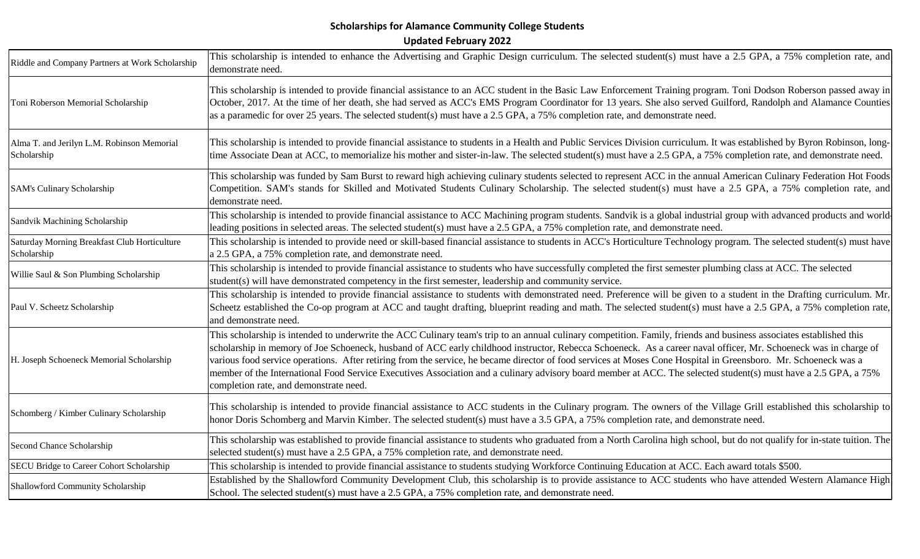**Scholarships for Alamance Community College Students**

**Updated February 2022**

| Scholarship | Description |
|---|---|
| Riddle and Company Partners at Work Scholarship | This scholarship is intended to enhance the Advertising and Graphic Design curriculum. The selected student(s) must have a 2.5 GPA, a 75% completion rate, and demonstrate need. |
| Toni Roberson Memorial Scholarship | This scholarship is intended to provide financial assistance to an ACC student in the Basic Law Enforcement Training program. Toni Dodson Roberson passed away in October, 2017. At the time of her death, she had served as ACC's EMS Program Coordinator for 13 years. She also served Guilford, Randolph and Alamance Counties as a paramedic for over 25 years. The selected student(s) must have a 2.5 GPA, a 75% completion rate, and demonstrate need. |
| Alma T. and Jerilyn L.M. Robinson Memorial Scholarship | This scholarship is intended to provide financial assistance to students in a Health and Public Services Division curriculum. It was established by Byron Robinson, long-time Associate Dean at ACC, to memorialize his mother and sister-in-law. The selected student(s) must have a 2.5 GPA, a 75% completion rate, and demonstrate need. |
| SAM's Culinary Scholarship | This scholarship was funded by Sam Burst to reward high achieving culinary students selected to represent ACC in the annual American Culinary Federation Hot Foods Competition. SAM's stands for Skilled and Motivated Students Culinary Scholarship. The selected student(s) must have a 2.5 GPA, a 75% completion rate, and demonstrate need. |
| Sandvik Machining Scholarship | This scholarship is intended to provide financial assistance to ACC Machining program students. Sandvik is a global industrial group with advanced products and world-leading positions in selected areas. The selected student(s) must have a 2.5 GPA, a 75% completion rate, and demonstrate need. |
| Saturday Morning Breakfast Club Horticulture Scholarship | This scholarship is intended to provide need or skill-based financial assistance to students in ACC's Horticulture Technology program. The selected student(s) must have a 2.5 GPA, a 75% completion rate, and demonstrate need. |
| Willie Saul & Son Plumbing Scholarship | This scholarship is intended to provide financial assistance to students who have successfully completed the first semester plumbing class at ACC. The selected student(s) will have demonstrated competency in the first semester, leadership and community service. |
| Paul V. Scheetz Scholarship | This scholarship is intended to provide financial assistance to students with demonstrated need. Preference will be given to a student in the Drafting curriculum. Mr. Scheetz established the Co-op program at ACC and taught drafting, blueprint reading and math. The selected student(s) must have a 2.5 GPA, a 75% completion rate, and demonstrate need. |
| H. Joseph Schoeneck Memorial Scholarship | This scholarship is intended to underwrite the ACC Culinary team's trip to an annual culinary competition. Family, friends and business associates established this scholarship in memory of Joe Schoeneck, husband of ACC early childhood instructor, Rebecca Schoeneck. As a career naval officer, Mr. Schoeneck was in charge of various food service operations. After retiring from the service, he became director of food services at Moses Cone Hospital in Greensboro. Mr. Schoeneck was a member of the International Food Service Executives Association and a culinary advisory board member at ACC. The selected student(s) must have a 2.5 GPA, a 75% completion rate, and demonstrate need. |
| Schomberg / Kimber Culinary Scholarship | This scholarship is intended to provide financial assistance to ACC students in the Culinary program. The owners of the Village Grill established this scholarship to honor Doris Schomberg and Marvin Kimber. The selected student(s) must have a 3.5 GPA, a 75% completion rate, and demonstrate need. |
| Second Chance Scholarship | This scholarship was established to provide financial assistance to students who graduated from a North Carolina high school, but do not qualify for in-state tuition. The selected student(s) must have a 2.5 GPA, a 75% completion rate, and demonstrate need. |
| SECU Bridge to Career Cohort Scholarship | This scholarship is intended to provide financial assistance to students studying Workforce Continuing Education at ACC. Each award totals $500. |
| Shallowford Community Scholarship | Established by the Shallowford Community Development Club, this scholarship is to provide assistance to ACC students who have attended Western Alamance High School. The selected student(s) must have a 2.5 GPA, a 75% completion rate, and demonstrate need. |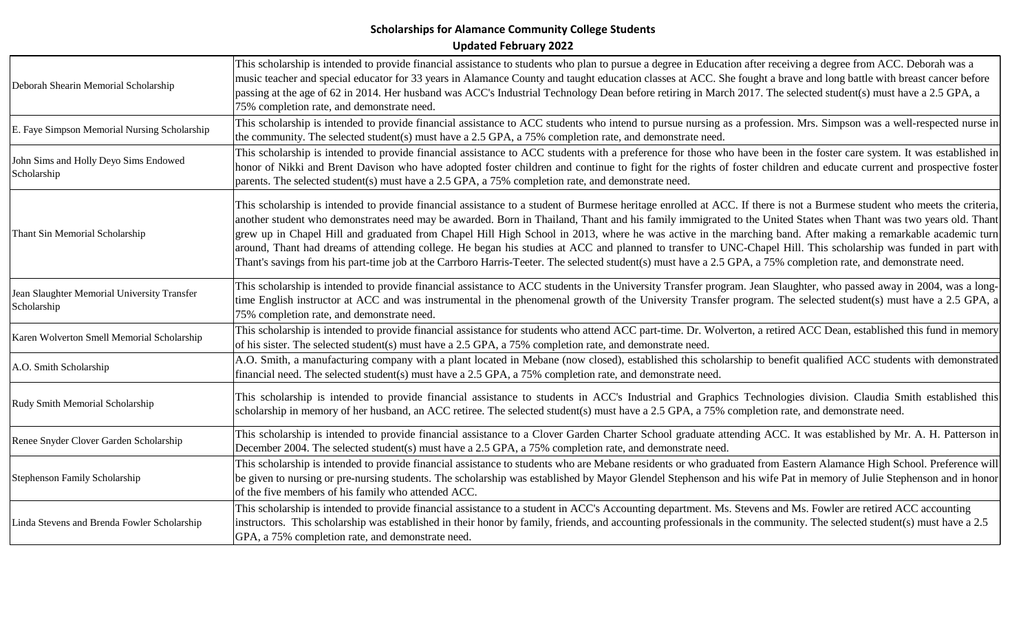**Scholarships for Alamance Community College Students**
**Updated February 2022**

| | |
|---|---|
| Deborah Shearin Memorial Scholarship | This scholarship is intended to provide financial assistance to students who plan to pursue a degree in Education after receiving a degree from ACC. Deborah was a music teacher and special educator for 33 years in Alamance County and taught education classes at ACC. She fought a brave and long battle with breast cancer before passing at the age of 62 in 2014. Her husband was ACC's Industrial Technology Dean before retiring in March 2017. The selected student(s) must have a 2.5 GPA, a 75% completion rate, and demonstrate need. |
| E. Faye Simpson Memorial Nursing Scholarship | This scholarship is intended to provide financial assistance to ACC students who intend to pursue nursing as a profession. Mrs. Simpson was a well-respected nurse in the community. The selected student(s) must have a 2.5 GPA, a 75% completion rate, and demonstrate need. |
| John Sims and Holly Deyo Sims Endowed Scholarship | This scholarship is intended to provide financial assistance to ACC students with a preference for those who have been in the foster care system. It was established in honor of Nikki and Brent Davison who have adopted foster children and continue to fight for the rights of foster children and educate current and prospective foster parents. The selected student(s) must have a 2.5 GPA, a 75% completion rate, and demonstrate need. |
| Thant Sin Memorial Scholarship | This scholarship is intended to provide financial assistance to a student of Burmese heritage enrolled at ACC. If there is not a Burmese student who meets the criteria, another student who demonstrates need may be awarded. Born in Thailand, Thant and his family immigrated to the United States when Thant was two years old. Thant grew up in Chapel Hill and graduated from Chapel Hill High School in 2013, where he was active in the marching band. After making a remarkable academic turn around, Thant had dreams of attending college. He began his studies at ACC and planned to transfer to UNC-Chapel Hill. This scholarship was funded in part with Thant's savings from his part-time job at the Carrboro Harris-Teeter. The selected student(s) must have a 2.5 GPA, a 75% completion rate, and demonstrate need. |
| Jean Slaughter Memorial University Transfer Scholarship | This scholarship is intended to provide financial assistance to ACC students in the University Transfer program. Jean Slaughter, who passed away in 2004, was a long-time English instructor at ACC and was instrumental in the phenomenal growth of the University Transfer program. The selected student(s) must have a 2.5 GPA, a 75% completion rate, and demonstrate need. |
| Karen Wolverton Smell Memorial Scholarship | This scholarship is intended to provide financial assistance for students who attend ACC part-time. Dr. Wolverton, a retired ACC Dean, established this fund in memory of his sister. The selected student(s) must have a 2.5 GPA, a 75% completion rate, and demonstrate need. |
| A.O. Smith Scholarship | A.O. Smith, a manufacturing company with a plant located in Mebane (now closed), established this scholarship to benefit qualified ACC students with demonstrated financial need. The selected student(s) must have a 2.5 GPA, a 75% completion rate, and demonstrate need. |
| Rudy Smith Memorial Scholarship | This scholarship is intended to provide financial assistance to students in ACC's Industrial and Graphics Technologies division. Claudia Smith established this scholarship in memory of her husband, an ACC retiree. The selected student(s) must have a 2.5 GPA, a 75% completion rate, and demonstrate need. |
| Renee Snyder Clover Garden Scholarship | This scholarship is intended to provide financial assistance to a Clover Garden Charter School graduate attending ACC. It was established by Mr. A. H. Patterson in December 2004. The selected student(s) must have a 2.5 GPA, a 75% completion rate, and demonstrate need. |
| Stephenson Family Scholarship | This scholarship is intended to provide financial assistance to students who are Mebane residents or who graduated from Eastern Alamance High School. Preference will be given to nursing or pre-nursing students. The scholarship was established by Mayor Glendel Stephenson and his wife Pat in memory of Julie Stephenson and in honor of the five members of his family who attended ACC. |
| Linda Stevens and Brenda Fowler Scholarship | This scholarship is intended to provide financial assistance to a student in ACC's Accounting department. Ms. Stevens and Ms. Fowler are retired ACC accounting instructors. This scholarship was established in their honor by family, friends, and accounting professionals in the community. The selected student(s) must have a 2.5 GPA, a 75% completion rate, and demonstrate need. |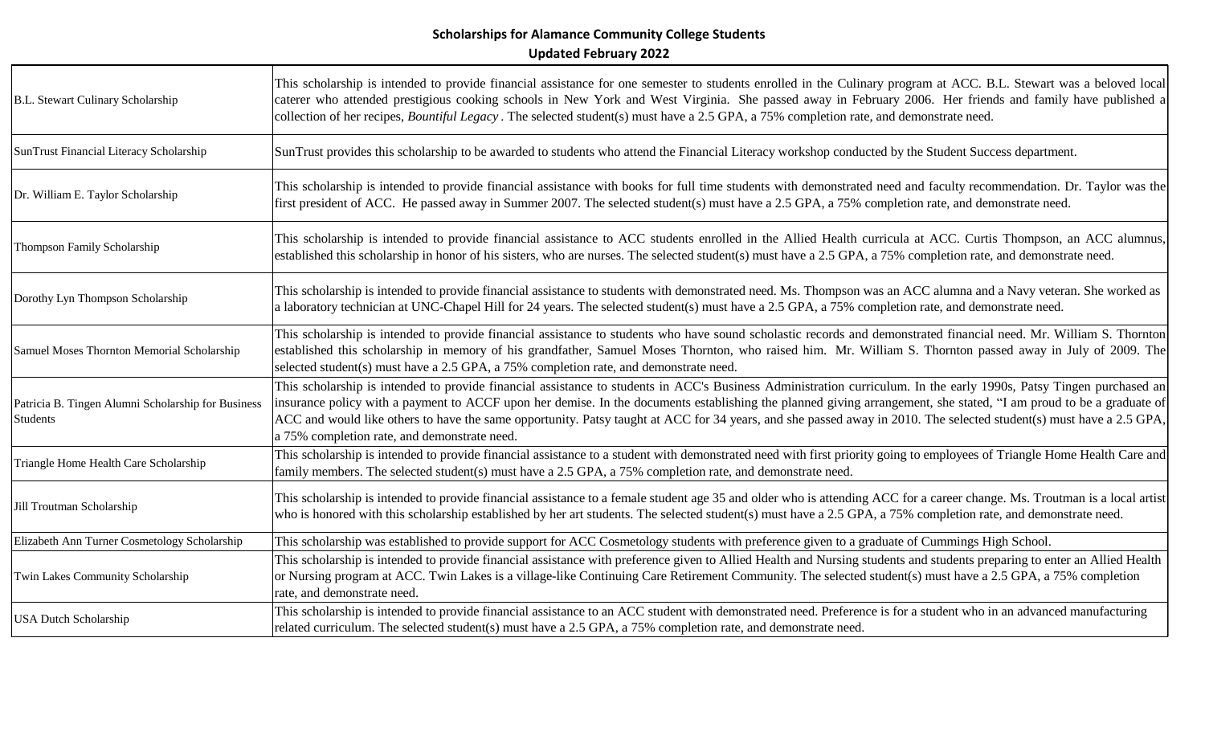**Scholarships for Alamance Community College Students**
**Updated February 2022**

| Scholarship | Description |
|---|---|
| B.L. Stewart Culinary Scholarship | This scholarship is intended to provide financial assistance for one semester to students enrolled in the Culinary program at ACC. B.L. Stewart was a beloved local caterer who attended prestigious cooking schools in New York and West Virginia. She passed away in February 2006. Her friends and family have published a collection of her recipes, *Bountiful Legacy* . The selected student(s) must have a 2.5 GPA, a 75% completion rate, and demonstrate need. |
| SunTrust Financial Literacy Scholarship | SunTrust provides this scholarship to be awarded to students who attend the Financial Literacy workshop conducted by the Student Success department. |
| Dr. William E. Taylor Scholarship | This scholarship is intended to provide financial assistance with books for full time students with demonstrated need and faculty recommendation. Dr. Taylor was the first president of ACC. He passed away in Summer 2007. The selected student(s) must have a 2.5 GPA, a 75% completion rate, and demonstrate need. |
| Thompson Family Scholarship | This scholarship is intended to provide financial assistance to ACC students enrolled in the Allied Health curricula at ACC. Curtis Thompson, an ACC alumnus, established this scholarship in honor of his sisters, who are nurses. The selected student(s) must have a 2.5 GPA, a 75% completion rate, and demonstrate need. |
| Dorothy Lyn Thompson Scholarship | This scholarship is intended to provide financial assistance to students with demonstrated need. Ms. Thompson was an ACC alumna and a Navy veteran. She worked as a laboratory technician at UNC-Chapel Hill for 24 years. The selected student(s) must have a 2.5 GPA, a 75% completion rate, and demonstrate need. |
| Samuel Moses Thornton Memorial Scholarship | This scholarship is intended to provide financial assistance to students who have sound scholastic records and demonstrated financial need. Mr. William S. Thornton established this scholarship in memory of his grandfather, Samuel Moses Thornton, who raised him. Mr. William S. Thornton passed away in July of 2009. The selected student(s) must have a 2.5 GPA, a 75% completion rate, and demonstrate need. |
| Patricia B. Tingen Alumni Scholarship for Business Students | This scholarship is intended to provide financial assistance to students in ACC's Business Administration curriculum. In the early 1990s, Patsy Tingen purchased an insurance policy with a payment to ACCF upon her demise. In the documents establishing the planned giving arrangement, she stated, "I am proud to be a graduate of ACC and would like others to have the same opportunity. Patsy taught at ACC for 34 years, and she passed away in 2010. The selected student(s) must have a 2.5 GPA, a 75% completion rate, and demonstrate need. |
| Triangle Home Health Care Scholarship | This scholarship is intended to provide financial assistance to a student with demonstrated need with first priority going to employees of Triangle Home Health Care and family members. The selected student(s) must have a 2.5 GPA, a 75% completion rate, and demonstrate need. |
| Jill Troutman Scholarship | This scholarship is intended to provide financial assistance to a female student age 35 and older who is attending ACC for a career change. Ms. Troutman is a local artist who is honored with this scholarship established by her art students. The selected student(s) must have a 2.5 GPA, a 75% completion rate, and demonstrate need. |
| Elizabeth Ann Turner Cosmetology Scholarship | This scholarship was established to provide support for ACC Cosmetology students with preference given to a graduate of Cummings High School. |
| Twin Lakes Community Scholarship | This scholarship is intended to provide financial assistance with preference given to Allied Health and Nursing students and students preparing to enter an Allied Health or Nursing program at ACC. Twin Lakes is a village-like Continuing Care Retirement Community. The selected student(s) must have a 2.5 GPA, a 75% completion rate, and demonstrate need. |
| USA Dutch Scholarship | This scholarship is intended to provide financial assistance to an ACC student with demonstrated need. Preference is for a student who in an advanced manufacturing related curriculum. The selected student(s) must have a 2.5 GPA, a 75% completion rate, and demonstrate need. |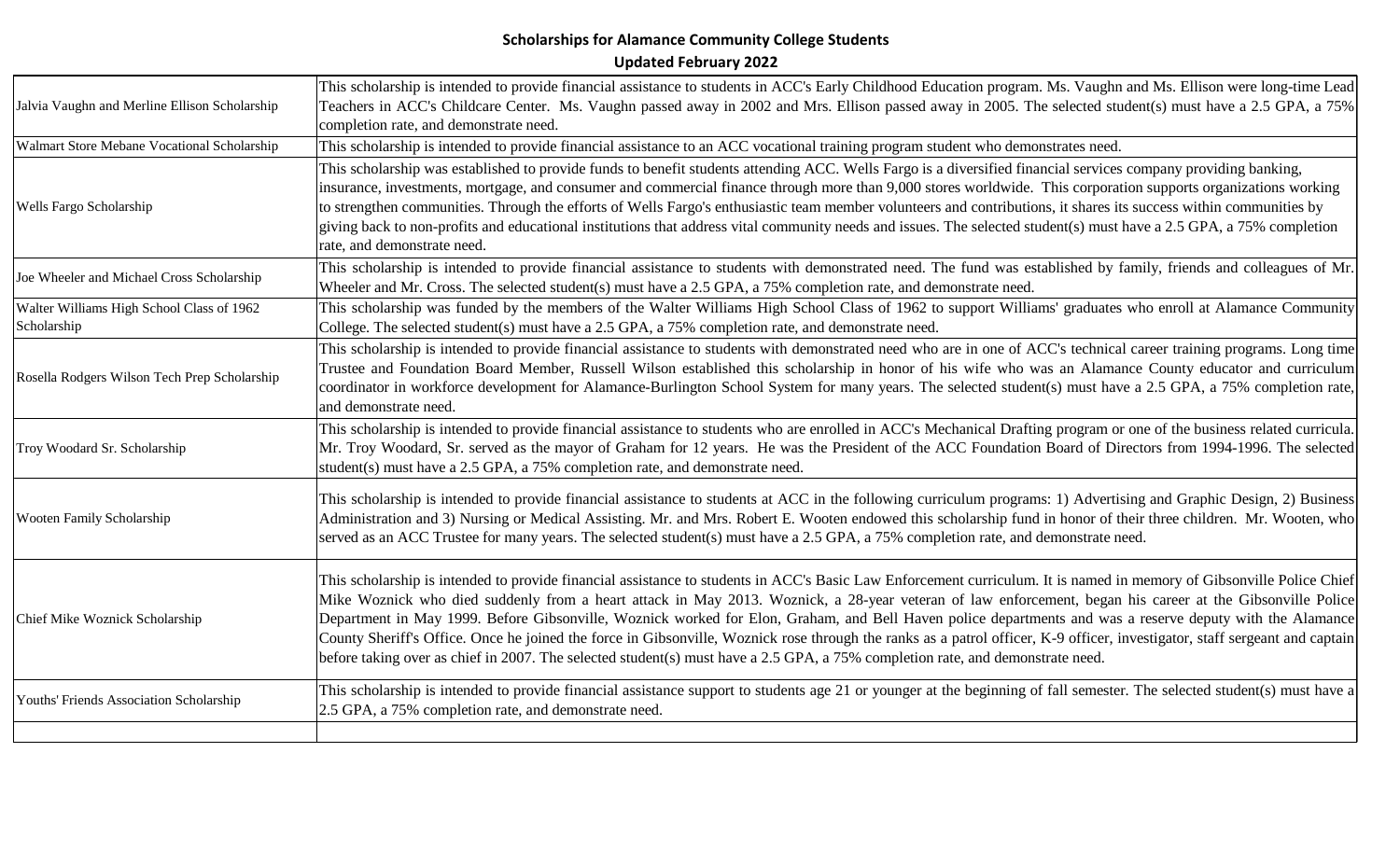**Scholarships for Alamance Community College Students**

**Updated February 2022**

| | |
|---|---|
| Jalvia Vaughn and Merline Ellison Scholarship | This scholarship is intended to provide financial assistance to students in ACC's Early Childhood Education program. Ms. Vaughn and Ms. Ellison were long-time Lead Teachers in ACC's Childcare Center. Ms. Vaughn passed away in 2002 and Mrs. Ellison passed away in 2005. The selected student(s) must have a 2.5 GPA, a 75% completion rate, and demonstrate need. |
| Walmart Store Mebane Vocational Scholarship | This scholarship is intended to provide financial assistance to an ACC vocational training program student who demonstrates need. |
| Wells Fargo Scholarship | This scholarship was established to provide funds to benefit students attending ACC. Wells Fargo is a diversified financial services company providing banking, insurance, investments, mortgage, and consumer and commercial finance through more than 9,000 stores worldwide. This corporation supports organizations working to strengthen communities. Through the efforts of Wells Fargo's enthusiastic team member volunteers and contributions, it shares its success within communities by giving back to non-profits and educational institutions that address vital community needs and issues. The selected student(s) must have a 2.5 GPA, a 75% completion rate, and demonstrate need. |
| Joe Wheeler and Michael Cross Scholarship | This scholarship is intended to provide financial assistance to students with demonstrated need. The fund was established by family, friends and colleagues of Mr. Wheeler and Mr. Cross. The selected student(s) must have a 2.5 GPA, a 75% completion rate, and demonstrate need. |
| Walter Williams High School Class of 1962 Scholarship | This scholarship was funded by the members of the Walter Williams High School Class of 1962 to support Williams' graduates who enroll at Alamance Community College. The selected student(s) must have a 2.5 GPA, a 75% completion rate, and demonstrate need. |
| Rosella Rodgers Wilson Tech Prep Scholarship | This scholarship is intended to provide financial assistance to students with demonstrated need who are in one of ACC's technical career training programs. Long time Trustee and Foundation Board Member, Russell Wilson established this scholarship in honor of his wife who was an Alamance County educator and curriculum coordinator in workforce development for Alamance-Burlington School System for many years. The selected student(s) must have a 2.5 GPA, a 75% completion rate, and demonstrate need. |
| Troy Woodard Sr. Scholarship | This scholarship is intended to provide financial assistance to students who are enrolled in ACC's Mechanical Drafting program or one of the business related curricula. Mr. Troy Woodard, Sr. served as the mayor of Graham for 12 years. He was the President of the ACC Foundation Board of Directors from 1994-1996. The selected student(s) must have a 2.5 GPA, a 75% completion rate, and demonstrate need. |
| Wooten Family Scholarship | This scholarship is intended to provide financial assistance to students at ACC in the following curriculum programs: 1) Advertising and Graphic Design, 2) Business Administration and 3) Nursing or Medical Assisting. Mr. and Mrs. Robert E. Wooten endowed this scholarship fund in honor of their three children. Mr. Wooten, who served as an ACC Trustee for many years. The selected student(s) must have a 2.5 GPA, a 75% completion rate, and demonstrate need. |
| Chief Mike Woznick Scholarship | This scholarship is intended to provide financial assistance to students in ACC's Basic Law Enforcement curriculum. It is named in memory of Gibsonville Police Chief Mike Woznick who died suddenly from a heart attack in May 2013. Woznick, a 28-year veteran of law enforcement, began his career at the Gibsonville Police Department in May 1999. Before Gibsonville, Woznick worked for Elon, Graham, and Bell Haven police departments and was a reserve deputy with the Alamance County Sheriff's Office. Once he joined the force in Gibsonville, Woznick rose through the ranks as a patrol officer, K-9 officer, investigator, staff sergeant and captain before taking over as chief in 2007. The selected student(s) must have a 2.5 GPA, a 75% completion rate, and demonstrate need. |
| Youths' Friends Association Scholarship | This scholarship is intended to provide financial assistance support to students age 21 or younger at the beginning of fall semester. The selected student(s) must have a 2.5 GPA, a 75% completion rate, and demonstrate need. |
| | |